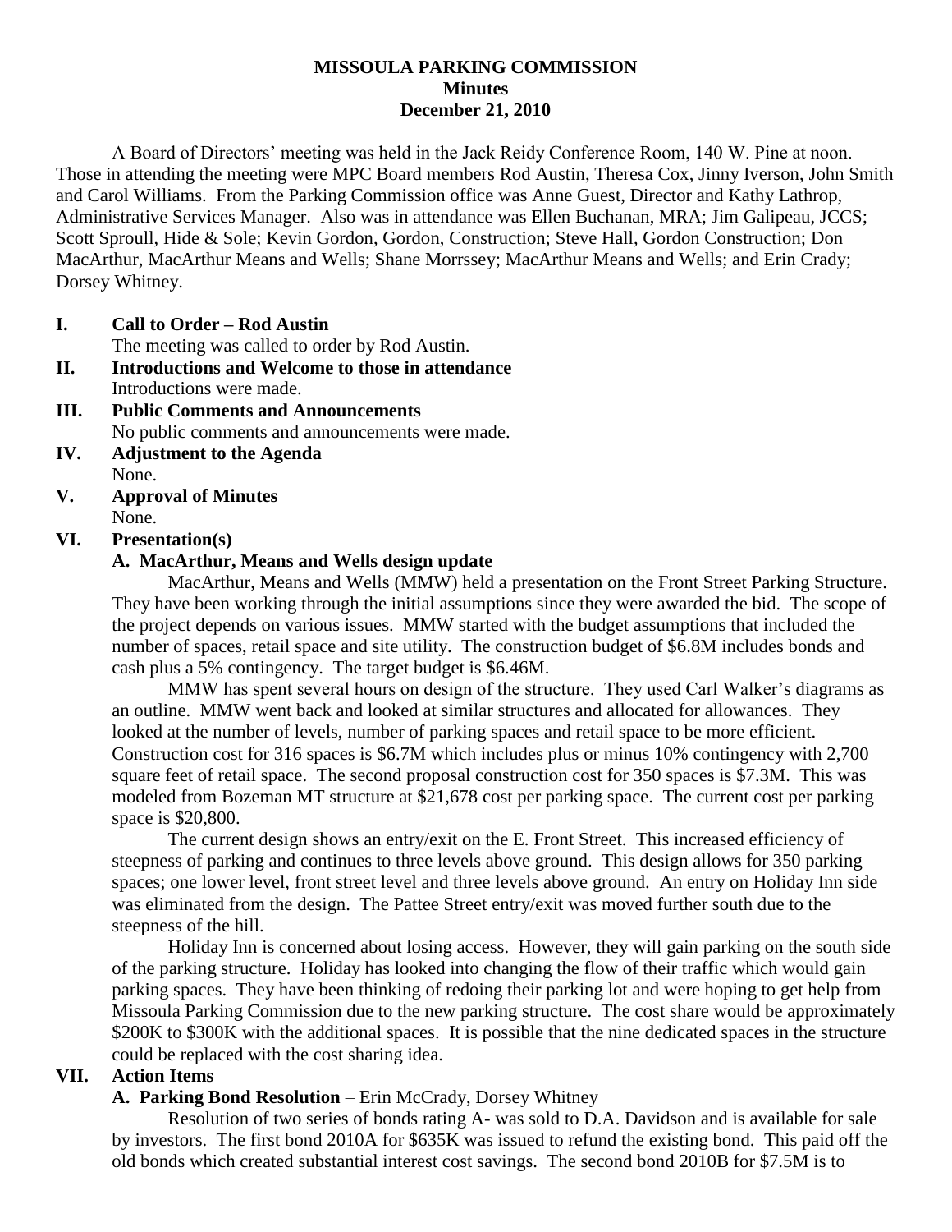**MISSOULA PARKING COMMISSION**
**Minutes**
**December 21, 2010**

A Board of Directors' meeting was held in the Jack Reidy Conference Room, 140 W. Pine at noon. Those in attending the meeting were MPC Board members Rod Austin, Theresa Cox, Jinny Iverson, John Smith and Carol Williams. From the Parking Commission office was Anne Guest, Director and Kathy Lathrop, Administrative Services Manager. Also was in attendance was Ellen Buchanan, MRA; Jim Galipeau, JCCS; Scott Sproull, Hide & Sole; Kevin Gordon, Gordon, Construction; Steve Hall, Gordon Construction; Don MacArthur, MacArthur Means and Wells; Shane Morrssey; MacArthur Means and Wells; and Erin Crady; Dorsey Whitney.

**I. Call to Order – Rod Austin**

The meeting was called to order by Rod Austin.

**II. Introductions and Welcome to those in attendance**

Introductions were made.

**III. Public Comments and Announcements**

No public comments and announcements were made.

**IV. Adjustment to the Agenda**

None.

**V. Approval of Minutes**

None.

**VI. Presentation(s)**

**A. MacArthur, Means and Wells design update**

MacArthur, Means and Wells (MMW) held a presentation on the Front Street Parking Structure. They have been working through the initial assumptions since they were awarded the bid. The scope of the project depends on various issues. MMW started with the budget assumptions that included the number of spaces, retail space and site utility. The construction budget of $6.8M includes bonds and cash plus a 5% contingency. The target budget is $6.46M.

MMW has spent several hours on design of the structure. They used Carl Walker's diagrams as an outline. MMW went back and looked at similar structures and allocated for allowances. They looked at the number of levels, number of parking spaces and retail space to be more efficient. Construction cost for 316 spaces is $6.7M which includes plus or minus 10% contingency with 2,700 square feet of retail space. The second proposal construction cost for 350 spaces is $7.3M. This was modeled from Bozeman MT structure at $21,678 cost per parking space. The current cost per parking space is $20,800.

The current design shows an entry/exit on the E. Front Street. This increased efficiency of steepness of parking and continues to three levels above ground. This design allows for 350 parking spaces; one lower level, front street level and three levels above ground. An entry on Holiday Inn side was eliminated from the design. The Pattee Street entry/exit was moved further south due to the steepness of the hill.

Holiday Inn is concerned about losing access. However, they will gain parking on the south side of the parking structure. Holiday has looked into changing the flow of their traffic which would gain parking spaces. They have been thinking of redoing their parking lot and were hoping to get help from Missoula Parking Commission due to the new parking structure. The cost share would be approximately $200K to $300K with the additional spaces. It is possible that the nine dedicated spaces in the structure could be replaced with the cost sharing idea.

**VII. Action Items**

**A. Parking Bond Resolution** – Erin McCrady, Dorsey Whitney

Resolution of two series of bonds rating A- was sold to D.A. Davidson and is available for sale by investors. The first bond 2010A for $635K was issued to refund the existing bond. This paid off the old bonds which created substantial interest cost savings. The second bond 2010B for $7.5M is to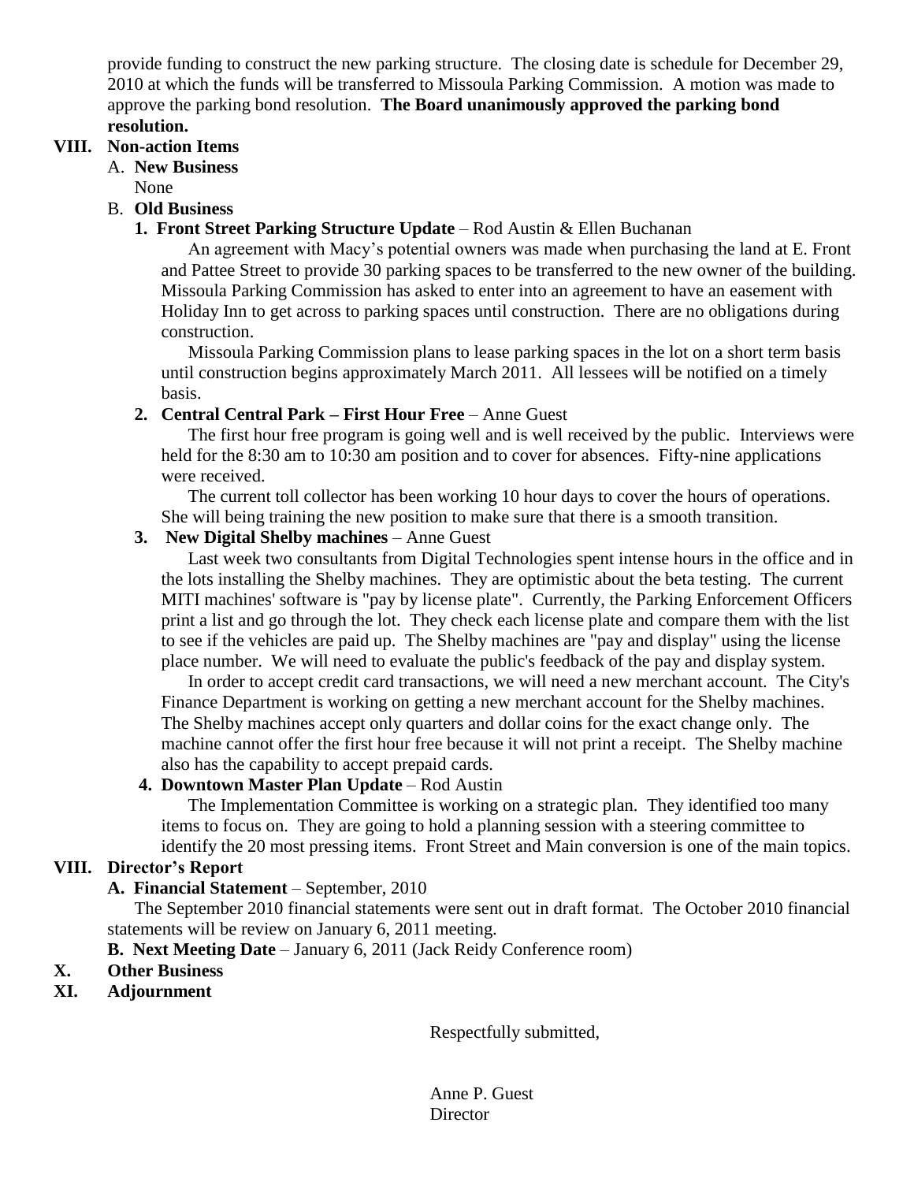provide funding to construct the new parking structure. The closing date is schedule for December 29, 2010 at which the funds will be transferred to Missoula Parking Commission. A motion was made to approve the parking bond resolution. **The Board unanimously approved the parking bond resolution.**

**VIII. Non-action Items**

A. **New Business**

None

B. **Old Business**

**1. Front Street Parking Structure Update** – Rod Austin & Ellen Buchanan

An agreement with Macy's potential owners was made when purchasing the land at E. Front and Pattee Street to provide 30 parking spaces to be transferred to the new owner of the building. Missoula Parking Commission has asked to enter into an agreement to have an easement with Holiday Inn to get across to parking spaces until construction. There are no obligations during construction.

Missoula Parking Commission plans to lease parking spaces in the lot on a short term basis until construction begins approximately March 2011. All lessees will be notified on a timely basis.

**2. Central Central Park – First Hour Free** – Anne Guest

The first hour free program is going well and is well received by the public. Interviews were held for the 8:30 am to 10:30 am position and to cover for absences. Fifty-nine applications were received.

The current toll collector has been working 10 hour days to cover the hours of operations. She will being training the new position to make sure that there is a smooth transition.

**3. New Digital Shelby machines** – Anne Guest

Last week two consultants from Digital Technologies spent intense hours in the office and in the lots installing the Shelby machines. They are optimistic about the beta testing. The current MITI machines' software is "pay by license plate". Currently, the Parking Enforcement Officers print a list and go through the lot. They check each license plate and compare them with the list to see if the vehicles are paid up. The Shelby machines are "pay and display" using the license place number. We will need to evaluate the public's feedback of the pay and display system.

In order to accept credit card transactions, we will need a new merchant account. The City's Finance Department is working on getting a new merchant account for the Shelby machines. The Shelby machines accept only quarters and dollar coins for the exact change only. The machine cannot offer the first hour free because it will not print a receipt. The Shelby machine also has the capability to accept prepaid cards.

**4. Downtown Master Plan Update** – Rod Austin

The Implementation Committee is working on a strategic plan. They identified too many items to focus on. They are going to hold a planning session with a steering committee to identify the 20 most pressing items. Front Street and Main conversion is one of the main topics.

**VIII. Director's Report**

**A. Financial Statement** – September, 2010

The September 2010 financial statements were sent out in draft format. The October 2010 financial statements will be review on January 6, 2011 meeting.

**B. Next Meeting Date** – January 6, 2011 (Jack Reidy Conference room)

**X. Other Business**

**XI. Adjournment**

Respectfully submitted,

Anne P. Guest
Director